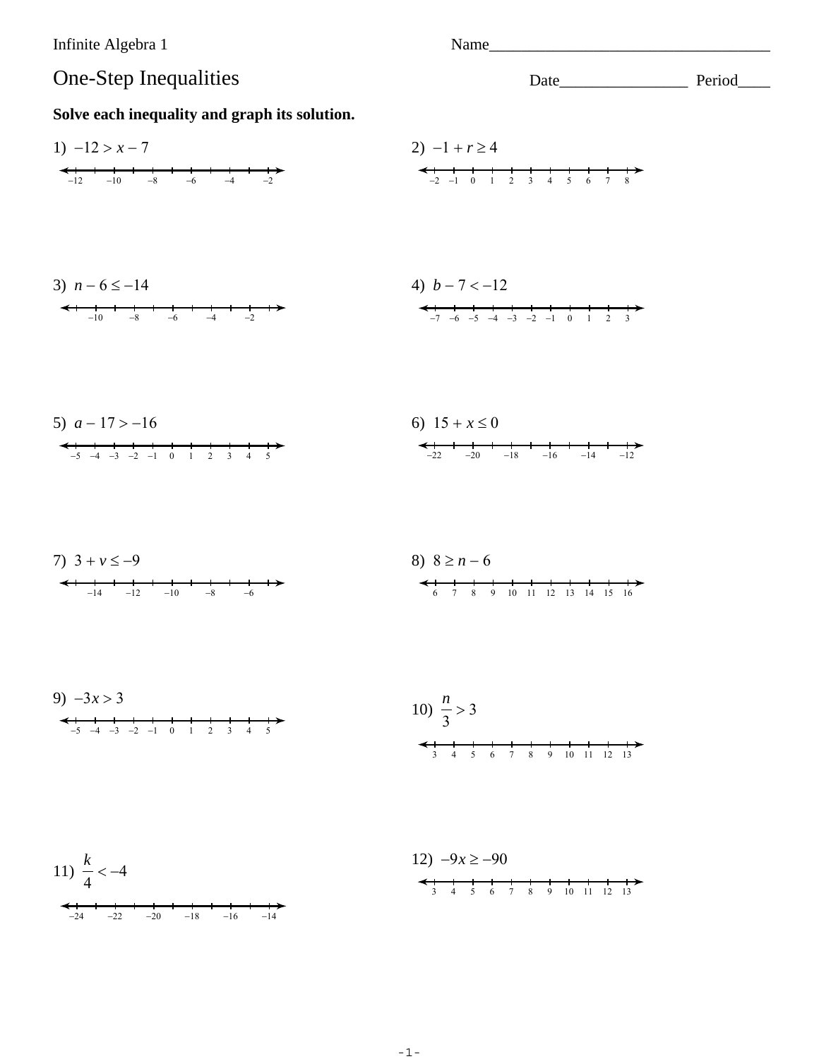Infinite Algebra 1

Name_______________________________

# One-Step Inequalities

Date________________ Period____

**Solve each inequality and graph its solution.**

1) $-12 > x - 7$

2) $-1 + r \geq 4$

3) $n - 6 \leq -14$

4) $b - 7 < -12$

5) $a - 17 > -16$

6) $15 + x \leq 0$

7) $3 + v \leq -9$

8) $8 \geq n - 6$

9) $-3x > 3$

10) $\frac{n}{3} > 3$

11) $\frac{k}{4} < -4$

12) $-9x \geq -90$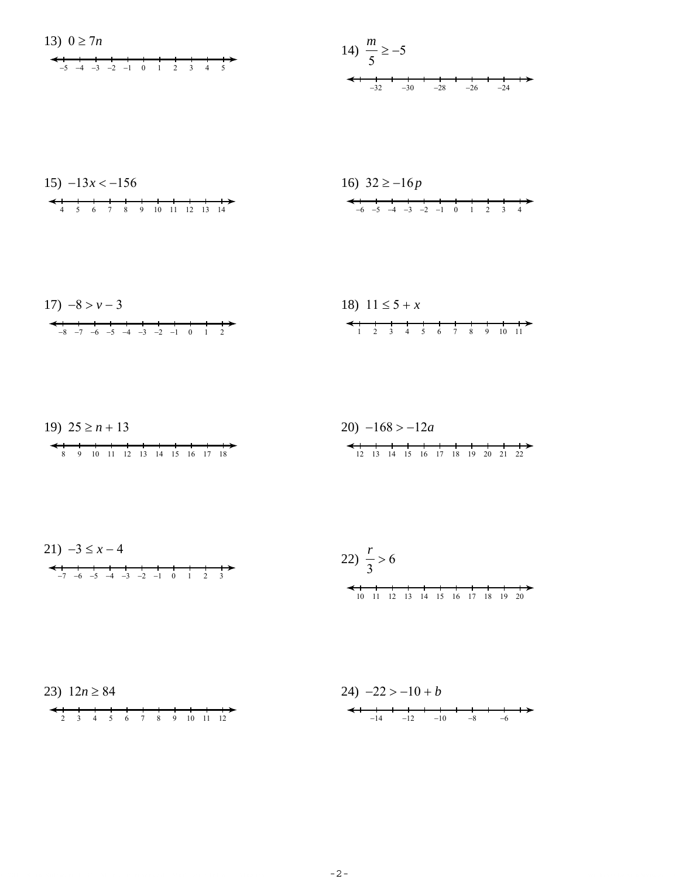13) $0 \geq 7n$

14) $\dfrac{m}{5} \geq -5$

15) $-13x < -156$

16) $32 \geq -16p$

17) $-8 > v - 3$

18) $11 \leq 5 + x$

19) $25 \geq n + 13$

20) $-168 > -12a$

21) $-3 \leq x - 4$

22) $\dfrac{r}{3} > 6$

23) $12n \geq 84$

24) $-22 > -10 + b$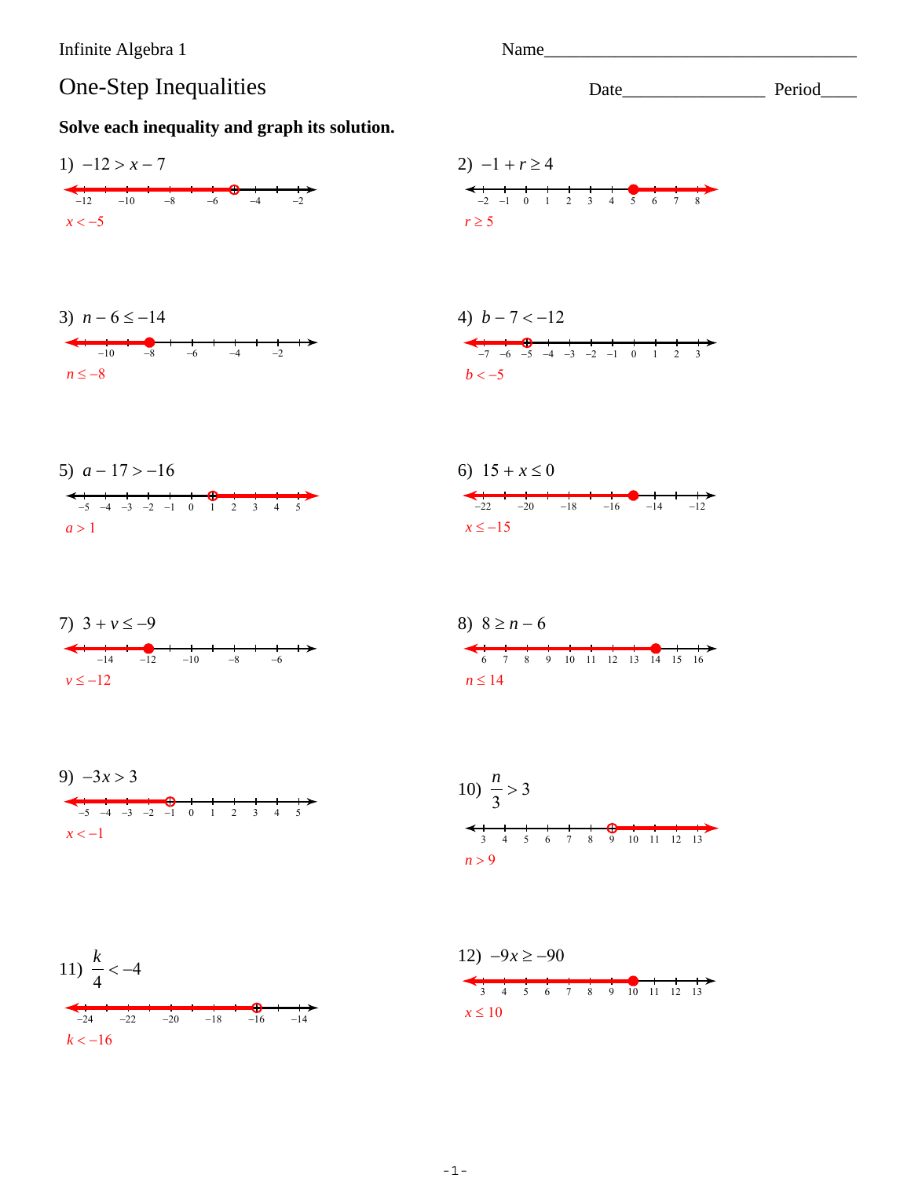Infinite Algebra 1

# One-Step Inequalities

Name________________________

Date________________ Period____

**Solve each inequality and graph its solution.**

1) $-12 > x - 7$

$x < -5$

2) $-1 + r \geq 4$

$r \geq 5$

3) $n - 6 \leq -14$

$n \leq -8$

4) $b - 7 < -12$

$b < -5$

5) $a - 17 > -16$

$a > 1$

6) $15 + x \leq 0$

$x \leq -15$

7) $3 + v \leq -9$

$v \leq -12$

8) $8 \geq n - 6$

$n \leq 14$

9) $-3x > 3$

$x < -1$

10) $\dfrac{n}{3} > 3$

$n > 9$

11) $\dfrac{k}{4} < -4$

$k < -16$

12) $-9x \geq -90$

$x \leq 10$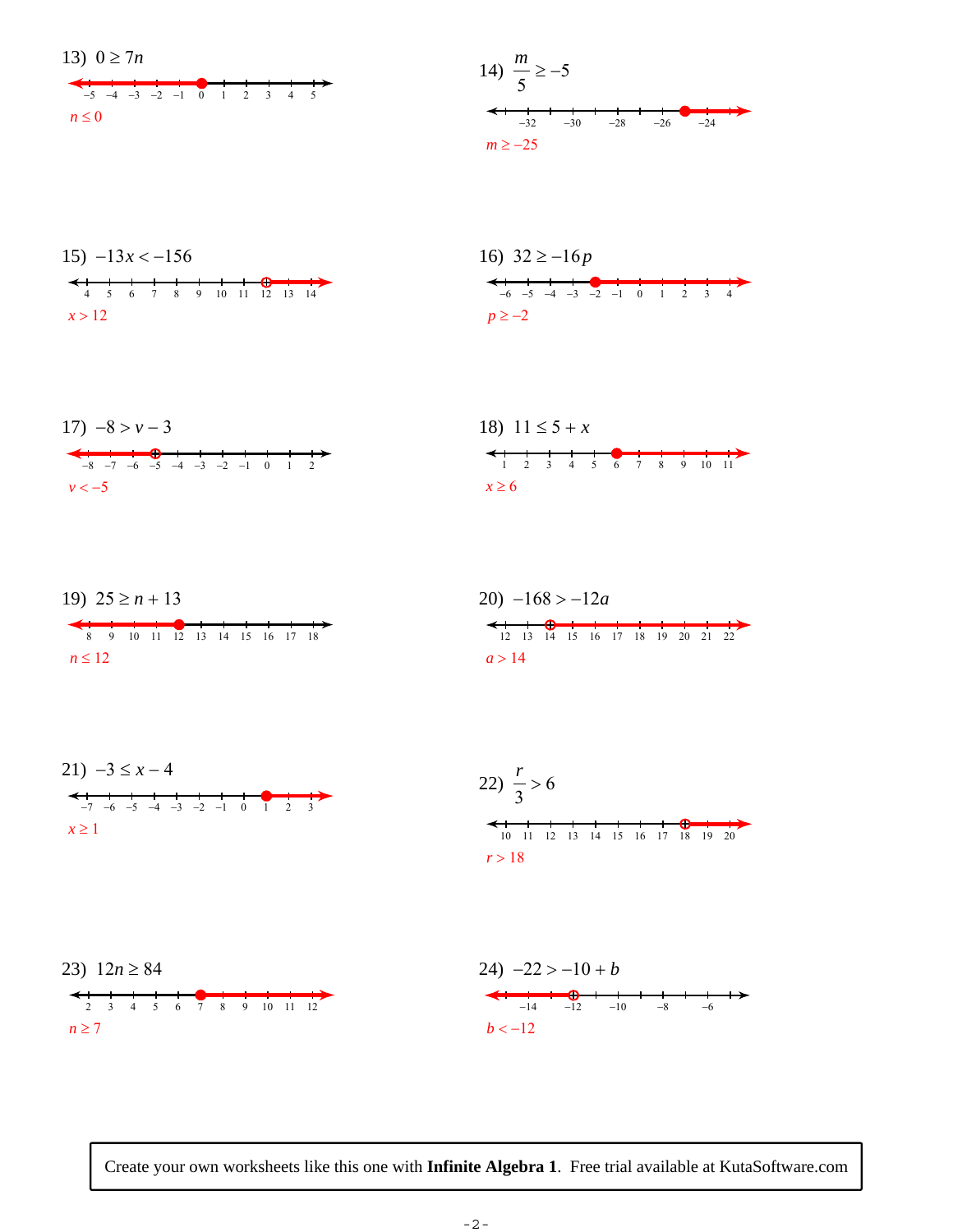13) $0 \geq 7n$

−5 −4 −3 −2 −1 0 1 2 3 4 5

$n \leq 0$

14) $\frac{m}{5} \geq -5$

−32 −30 −28 −26 −24

$m \geq -25$

15) $-13x < -156$

4 5 6 7 8 9 10 11 12 13 14

$x > 12$

16) $32 \geq -16p$

−6 −5 −4 −3 −2 −1 0 1 2 3 4

$p \geq -2$

17) $-8 > v - 3$

−8 −7 −6 −5 −4 −3 −2 −1 0 1 2

$v < -5$

18) $11 \leq 5 + x$

1 2 3 4 5 6 7 8 9 10 11

$x \geq 6$

19) $25 \geq n + 13$

8 9 10 11 12 13 14 15 16 17 18

$n \leq 12$

20) $-168 > -12a$

12 13 14 15 16 17 18 19 20 21 22

$a > 14$

21) $-3 \leq x - 4$

−7 −6 −5 −4 −3 −2 −1 0 1 2 3

$x \geq 1$

22) $\frac{r}{3} > 6$

10 11 12 13 14 15 16 17 18 19 20

$r > 18$

23) $12n \geq 84$

2 3 4 5 6 7 8 9 10 11 12

$n \geq 7$

24) $-22 > -10 + b$

−14 −12 −10 −8 −6

$b < -12$

Create your own worksheets like this one with **Infinite Algebra 1**. Free trial available at KutaSoftware.com